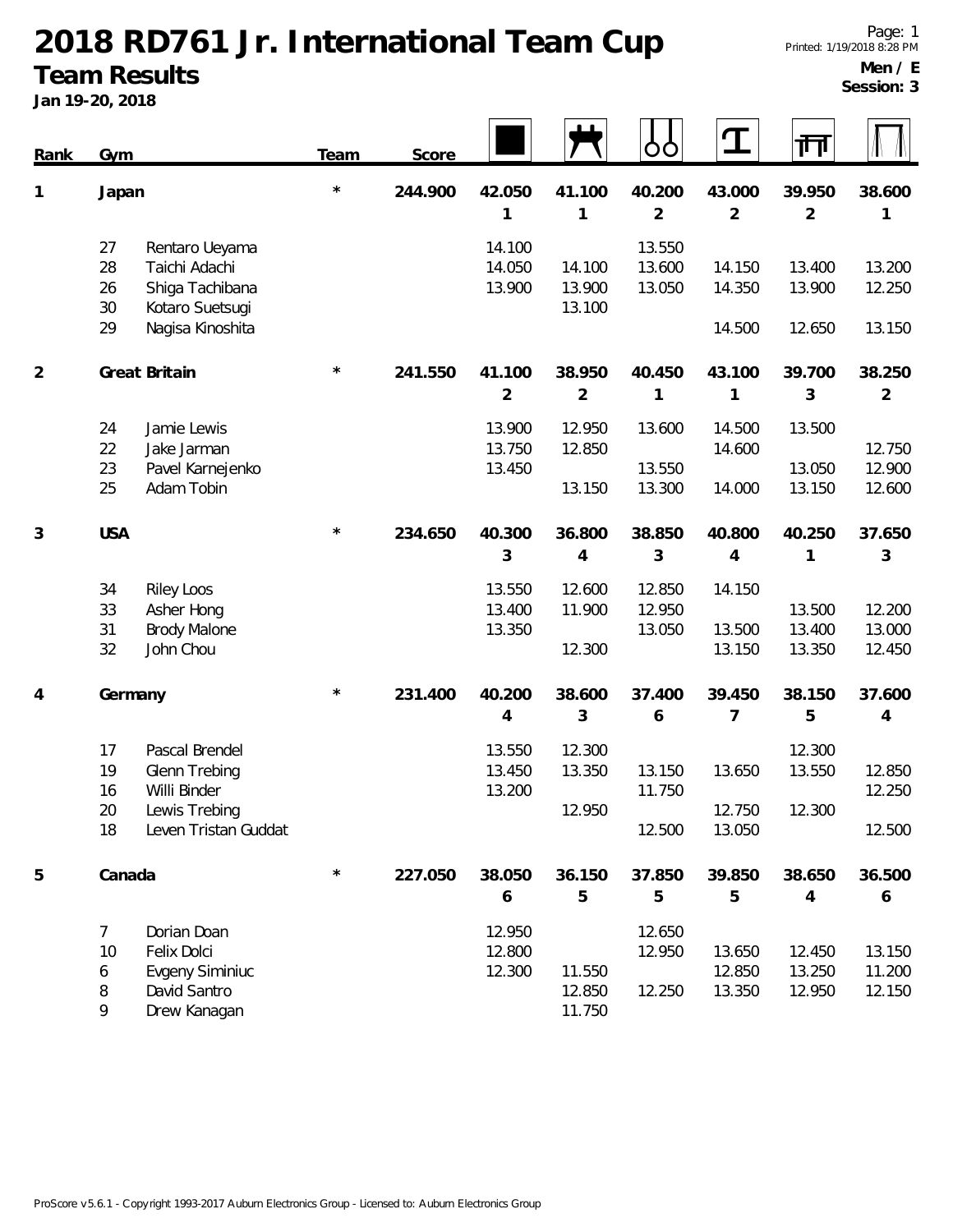# 2018 RD761 Jr. International Team Cup

## Team Results

**Jan 19-20, 2018**

**Men / E**
**Session: 3**

| Rank | Gym | | Team | Score | Floor | Pommel Horse | Rings | Vault | Parallel Bars | High Bar |
|---|---|---|---|---|---|---|---|---|---|---|
| 1 | Japan | | * | 244.900 | 42.050 | 41.100 | 40.200 | 43.000 | 39.950 | 38.600 |
| | | | | | 1 | 1 | 2 | 2 | 2 | 1 |
| | 27 | Rentaro Ueyama | | | 14.100 | | 13.550 | | | |
| | 28 | Taichi Adachi | | | 14.050 | 14.100 | 13.600 | 14.150 | 13.400 | 13.200 |
| | 26 | Shiga Tachibana | | | 13.900 | 13.900 | 13.050 | 14.350 | 13.900 | 12.250 |
| | 30 | Kotaro Suetsugi | | | | 13.100 | | | | |
| | 29 | Nagisa Kinoshita | | | | | | 14.500 | 12.650 | 13.150 |
| 2 | Great Britain | | * | 241.550 | 41.100 | 38.950 | 40.450 | 43.100 | 39.700 | 38.250 |
| | | | | | 2 | 2 | 1 | 1 | 3 | 2 |
| | 24 | Jamie Lewis | | | 13.900 | 12.950 | 13.600 | 14.500 | 13.500 | |
| | 22 | Jake Jarman | | | 13.750 | 12.850 | | 14.600 | | 12.750 |
| | 23 | Pavel Karnejenko | | | 13.450 | | 13.550 | | 13.050 | 12.900 |
| | 25 | Adam Tobin | | | | 13.150 | 13.300 | 14.000 | 13.150 | 12.600 |
| 3 | USA | | * | 234.650 | 40.300 | 36.800 | 38.850 | 40.800 | 40.250 | 37.650 |
| | | | | | 3 | 4 | 3 | 4 | 1 | 3 |
| | 34 | Riley Loos | | | 13.550 | 12.600 | 12.850 | 14.150 | | |
| | 33 | Asher Hong | | | 13.400 | 11.900 | 12.950 | | 13.500 | 12.200 |
| | 31 | Brody Malone | | | 13.350 | | 13.050 | 13.500 | 13.400 | 13.000 |
| | 32 | John Chou | | | | 12.300 | | 13.150 | 13.350 | 12.450 |
| 4 | Germany | | * | 231.400 | 40.200 | 38.600 | 37.400 | 39.450 | 38.150 | 37.600 |
| | | | | | 4 | 3 | 6 | 7 | 5 | 4 |
| | 17 | Pascal Brendel | | | 13.550 | 12.300 | | | 12.300 | |
| | 19 | Glenn Trebing | | | 13.450 | 13.350 | 13.150 | 13.650 | 13.550 | 12.850 |
| | 16 | Willi Binder | | | 13.200 | | 11.750 | | | 12.250 |
| | 20 | Lewis Trebing | | | | 12.950 | | 12.750 | 12.300 | |
| | 18 | Leven Tristan Guddat | | | | | 12.500 | 13.050 | | 12.500 |
| 5 | Canada | | * | 227.050 | 38.050 | 36.150 | 37.850 | 39.850 | 38.650 | 36.500 |
| | | | | | 6 | 5 | 5 | 5 | 4 | 6 |
| | 7 | Dorian Doan | | | 12.950 | | 12.650 | | | |
| | 10 | Felix Dolci | | | 12.800 | | 12.950 | 13.650 | 12.450 | 13.150 |
| | 6 | Evgeny Siminiuc | | | 12.300 | 11.550 | | 12.850 | 13.250 | 11.200 |
| | 8 | David Santro | | | | 12.850 | 12.250 | 13.350 | 12.950 | 12.150 |
| | 9 | Drew Kanagan | | | | 11.750 | | | | |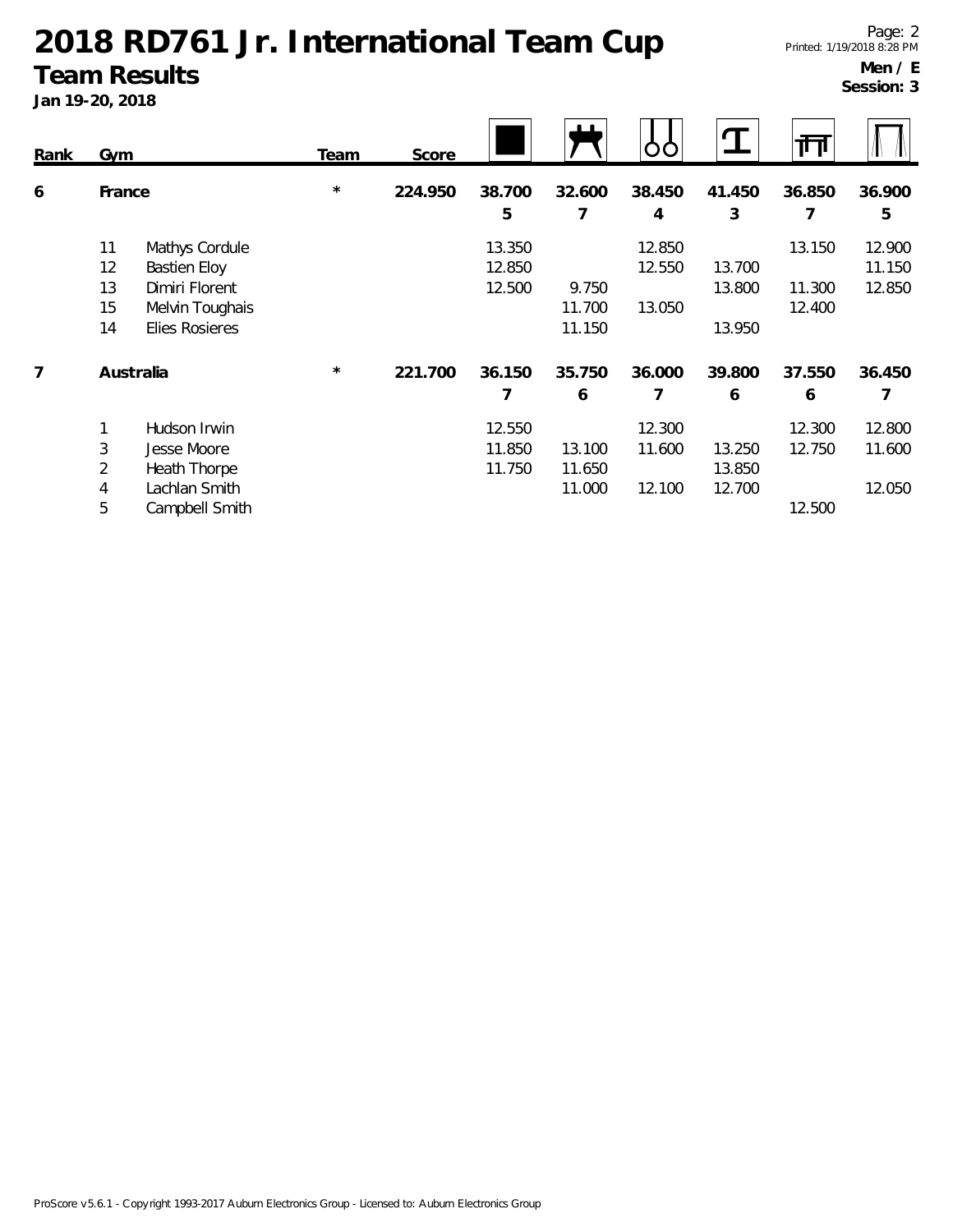# 2018 RD761 Jr. International Team Cup

## Team Results

**Jan 19-20, 2018**

**Men / E**
**Session: 3**

| Rank | Gym | | Team | Score | Floor | Pommel Horse | Rings | Vault | Parallel Bars | High Bar |
|---|---|---|---|---|---|---|---|---|---|---|
| 6 | France | | * | 224.950 | 38.700 | 32.600 | 38.450 | 41.450 | 36.850 | 36.900 |
| | | | | | 5 | 7 | 4 | 3 | 7 | 5 |
| | 11 | Mathys Cordule | | | 13.350 | | 12.850 | | 13.150 | 12.900 |
| | 12 | Bastien Eloy | | | 12.850 | | 12.550 | 13.700 | | 11.150 |
| | 13 | Dimiri Florent | | | 12.500 | 9.750 | | 13.800 | 11.300 | 12.850 |
| | 15 | Melvin Toughais | | | | 11.700 | 13.050 | | 12.400 | |
| | 14 | Elies Rosieres | | | | 11.150 | | 13.950 | | |
| 7 | Australia | | * | 221.700 | 36.150 | 35.750 | 36.000 | 39.800 | 37.550 | 36.450 |
| | | | | | 7 | 6 | 7 | 6 | 6 | 7 |
| | 1 | Hudson Irwin | | | 12.550 | | 12.300 | | 12.300 | 12.800 |
| | 3 | Jesse Moore | | | 11.850 | 13.100 | 11.600 | 13.250 | 12.750 | 11.600 |
| | 2 | Heath Thorpe | | | 11.750 | 11.650 | | 13.850 | | |
| | 4 | Lachlan Smith | | | | 11.000 | 12.100 | 12.700 | | 12.050 |
| | 5 | Campbell Smith | | | | | | | 12.500 | |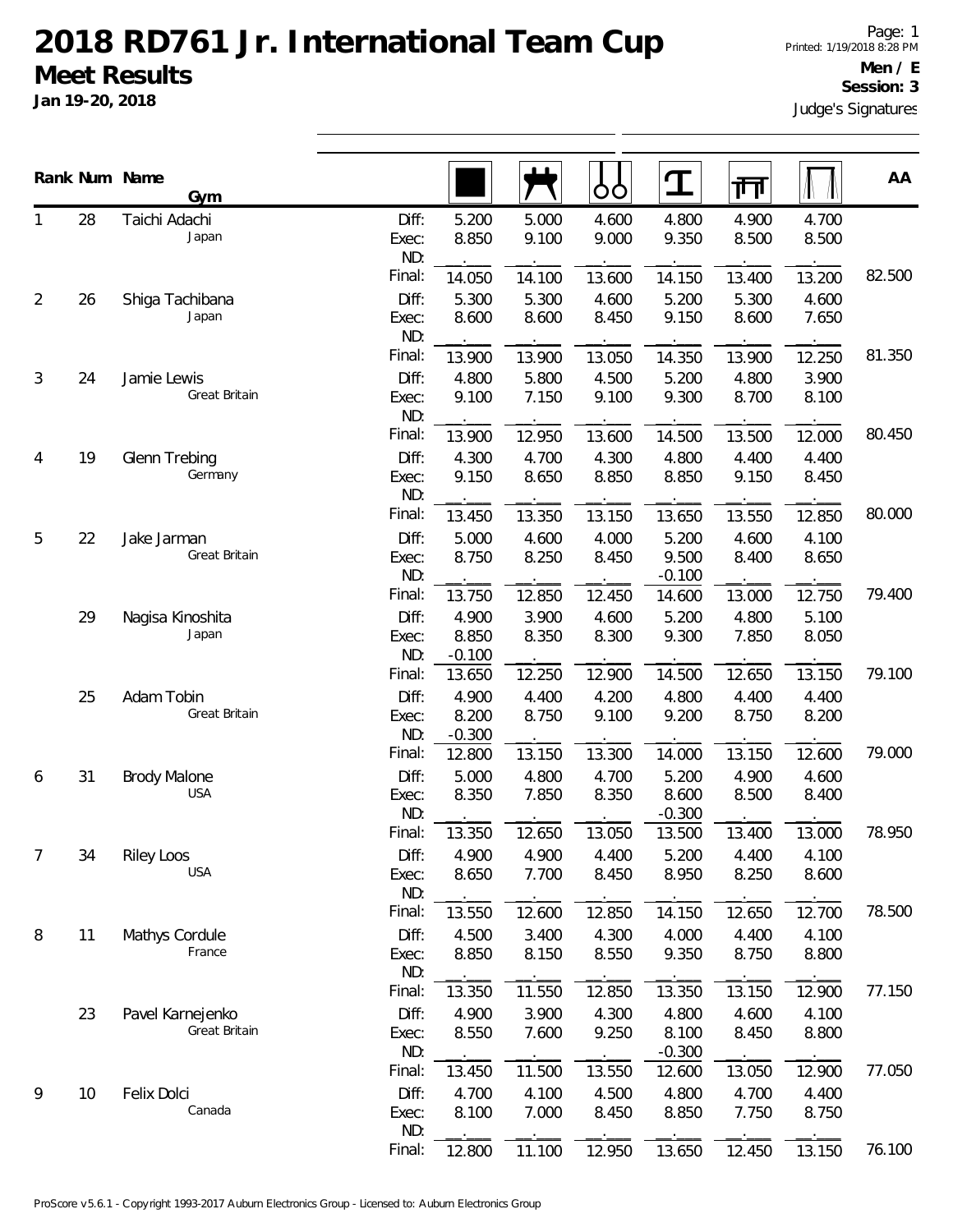# 2018 RD761 Jr. International Team Cup

## Meet Results

**Jan 19-20, 2018**

Page: 1
Printed: 1/19/2018 8:28 PM

**Men / E**
**Session: 3**

Judge's Signatures

| Rank | Num | Name / Gym | | Floor | Pommel Horse | Rings | Vault | Parallel Bars | High Bar | AA |
|---|---|---|---|---|---|---|---|---|---|---|
| 1 | 28 | Taichi Adachi | Diff: | 5.200 | 5.000 | 4.600 | 4.800 | 4.900 | 4.700 | |
| | | Japan | Exec: | 8.850 | 9.100 | 9.000 | 9.350 | 8.500 | 8.500 | |
| | | | ND: | | | | | | | |
| | | | Final: | 14.050 | 14.100 | 13.600 | 14.150 | 13.400 | 13.200 | 82.500 |
| 2 | 26 | Shiga Tachibana | Diff: | 5.300 | 5.300 | 4.600 | 5.200 | 5.300 | 4.600 | |
| | | Japan | Exec: | 8.600 | 8.600 | 8.450 | 9.150 | 8.600 | 7.650 | |
| | | | ND: | | | | | | | |
| | | | Final: | 13.900 | 13.900 | 13.050 | 14.350 | 13.900 | 12.250 | 81.350 |
| 3 | 24 | Jamie Lewis | Diff: | 4.800 | 5.800 | 4.500 | 5.200 | 4.800 | 3.900 | |
| | | Great Britain | Exec: | 9.100 | 7.150 | 9.100 | 9.300 | 8.700 | 8.100 | |
| | | | ND: | | | | | | | |
| | | | Final: | 13.900 | 12.950 | 13.600 | 14.500 | 13.500 | 12.000 | 80.450 |
| 4 | 19 | Glenn Trebing | Diff: | 4.300 | 4.700 | 4.300 | 4.800 | 4.400 | 4.400 | |
| | | Germany | Exec: | 9.150 | 8.650 | 8.850 | 8.850 | 9.150 | 8.450 | |
| | | | ND: | | | | | | | |
| | | | Final: | 13.450 | 13.350 | 13.150 | 13.650 | 13.550 | 12.850 | 80.000 |
| 5 | 22 | Jake Jarman | Diff: | 5.000 | 4.600 | 4.000 | 5.200 | 4.600 | 4.100 | |
| | | Great Britain | Exec: | 8.750 | 8.250 | 8.450 | 9.500 | 8.400 | 8.650 | |
| | | | ND: | | | | -0.100 | | | |
| | | | Final: | 13.750 | 12.850 | 12.450 | 14.600 | 13.000 | 12.750 | 79.400 |
| | 29 | Nagisa Kinoshita | Diff: | 4.900 | 3.900 | 4.600 | 5.200 | 4.800 | 5.100 | |
| | | Japan | Exec: | 8.850 | 8.350 | 8.300 | 9.300 | 7.850 | 8.050 | |
| | | | ND: | -0.100 | | | | | | |
| | | | Final: | 13.650 | 12.250 | 12.900 | 14.500 | 12.650 | 13.150 | 79.100 |
| | 25 | Adam Tobin | Diff: | 4.900 | 4.400 | 4.200 | 4.800 | 4.400 | 4.400 | |
| | | Great Britain | Exec: | 8.200 | 8.750 | 9.100 | 9.200 | 8.750 | 8.200 | |
| | | | ND: | -0.300 | | | | | | |
| | | | Final: | 12.800 | 13.150 | 13.300 | 14.000 | 13.150 | 12.600 | 79.000 |
| 6 | 31 | Brody Malone | Diff: | 5.000 | 4.800 | 4.700 | 5.200 | 4.900 | 4.600 | |
| | | USA | Exec: | 8.350 | 7.850 | 8.350 | 8.600 | 8.500 | 8.400 | |
| | | | ND: | | | | -0.300 | | | |
| | | | Final: | 13.350 | 12.650 | 13.050 | 13.500 | 13.400 | 13.000 | 78.950 |
| 7 | 34 | Riley Loos | Diff: | 4.900 | 4.900 | 4.400 | 5.200 | 4.400 | 4.100 | |
| | | USA | Exec: | 8.650 | 7.700 | 8.450 | 8.950 | 8.250 | 8.600 | |
| | | | ND: | | | | | | | |
| | | | Final: | 13.550 | 12.600 | 12.850 | 14.150 | 12.650 | 12.700 | 78.500 |
| 8 | 11 | Mathys Cordule | Diff: | 4.500 | 3.400 | 4.300 | 4.000 | 4.400 | 4.100 | |
| | | France | Exec: | 8.850 | 8.150 | 8.550 | 9.350 | 8.750 | 8.800 | |
| | | | ND: | | | | | | | |
| | | | Final: | 13.350 | 11.550 | 12.850 | 13.350 | 13.150 | 12.900 | 77.150 |
| | 23 | Pavel Karnejenko | Diff: | 4.900 | 3.900 | 4.300 | 4.800 | 4.600 | 4.100 | |
| | | Great Britain | Exec: | 8.550 | 7.600 | 9.250 | 8.100 | 8.450 | 8.800 | |
| | | | ND: | | | | -0.300 | | | |
| | | | Final: | 13.450 | 11.500 | 13.550 | 12.600 | 13.050 | 12.900 | 77.050 |
| 9 | 10 | Felix Dolci | Diff: | 4.700 | 4.100 | 4.500 | 4.800 | 4.700 | 4.400 | |
| | | Canada | Exec: | 8.100 | 7.000 | 8.450 | 8.850 | 7.750 | 8.750 | |
| | | | ND: | | | | | | | |
| | | | Final: | 12.800 | 11.100 | 12.950 | 13.650 | 12.450 | 13.150 | 76.100 |

ProScore v5.6.1 - Copyright 1993-2017 Auburn Electronics Group - Licensed to: Auburn Electronics Group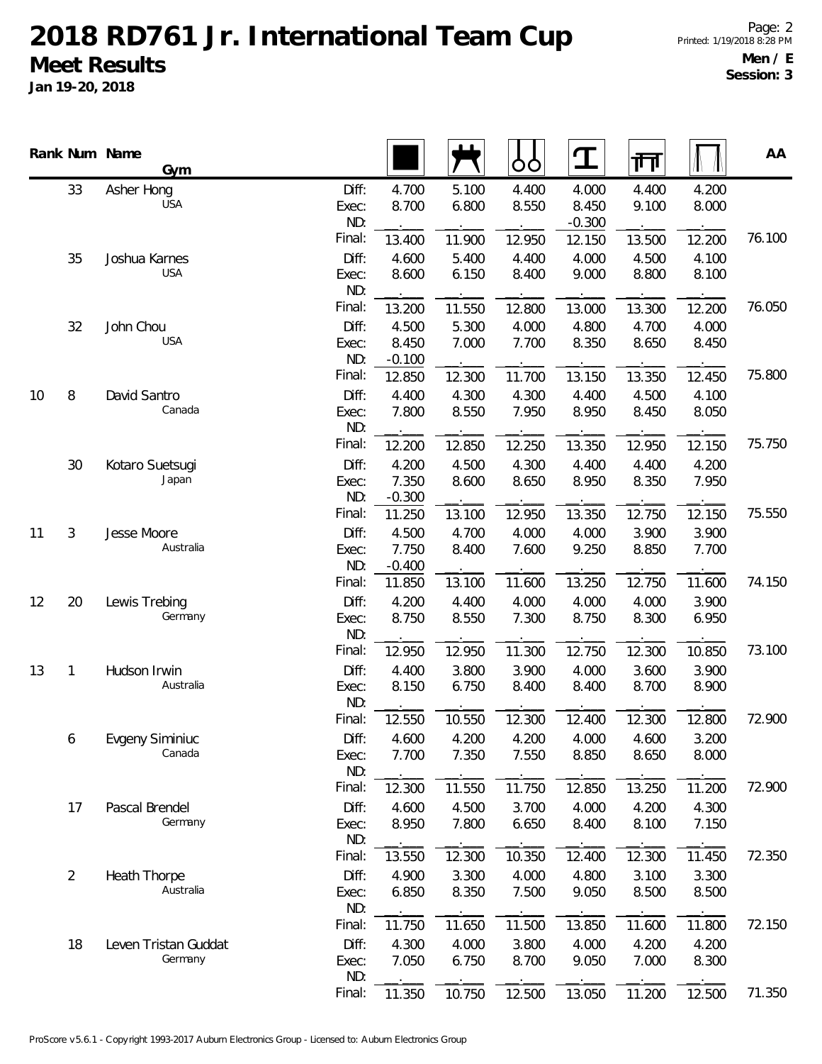# 2018 RD761 Jr. International Team Cup

## Meet Results

**Jan 19-20, 2018**

**Men / E**
**Session: 3**

| Rank | Num | Name / Gym | | Floor | Pommel Horse | Rings | Vault | Parallel Bars | High Bar | AA |
|---|---|---|---|---|---|---|---|---|---|---|
| | 33 | Asher Hong | Diff: | 4.700 | 5.100 | 4.400 | 4.000 | 4.400 | 4.200 | |
| | | USA | Exec: | 8.700 | 6.800 | 8.550 | 8.450 | 9.100 | 8.000 | |
| | | | ND: | | | | -0.300 | | | |
| | | | Final: | 13.400 | 11.900 | 12.950 | 12.150 | 13.500 | 12.200 | 76.100 |
| | 35 | Joshua Karnes | Diff: | 4.600 | 5.400 | 4.400 | 4.000 | 4.500 | 4.100 | |
| | | USA | Exec: | 8.600 | 6.150 | 8.400 | 9.000 | 8.800 | 8.100 | |
| | | | ND: | | | | | | | |
| | | | Final: | 13.200 | 11.550 | 12.800 | 13.000 | 13.300 | 12.200 | 76.050 |
| | 32 | John Chou | Diff: | 4.500 | 5.300 | 4.000 | 4.800 | 4.700 | 4.000 | |
| | | USA | Exec: | 8.450 | 7.000 | 7.700 | 8.350 | 8.650 | 8.450 | |
| | | | ND: | -0.100 | | | | | | |
| | | | Final: | 12.850 | 12.300 | 11.700 | 13.150 | 13.350 | 12.450 | 75.800 |
| 10 | 8 | David Santro | Diff: | 4.400 | 4.300 | 4.300 | 4.400 | 4.500 | 4.100 | |
| | | Canada | Exec: | 7.800 | 8.550 | 7.950 | 8.950 | 8.450 | 8.050 | |
| | | | ND: | | | | | | | |
| | | | Final: | 12.200 | 12.850 | 12.250 | 13.350 | 12.950 | 12.150 | 75.750 |
| | 30 | Kotaro Suetsugi | Diff: | 4.200 | 4.500 | 4.300 | 4.400 | 4.400 | 4.200 | |
| | | Japan | Exec: | 7.350 | 8.600 | 8.650 | 8.950 | 8.350 | 7.950 | |
| | | | ND: | -0.300 | | | | | | |
| | | | Final: | 11.250 | 13.100 | 12.950 | 13.350 | 12.750 | 12.150 | 75.550 |
| 11 | 3 | Jesse Moore | Diff: | 4.500 | 4.700 | 4.000 | 4.000 | 3.900 | 3.900 | |
| | | Australia | Exec: | 7.750 | 8.400 | 7.600 | 9.250 | 8.850 | 7.700 | |
| | | | ND: | -0.400 | | | | | | |
| | | | Final: | 11.850 | 13.100 | 11.600 | 13.250 | 12.750 | 11.600 | 74.150 |
| 12 | 20 | Lewis Trebing | Diff: | 4.200 | 4.400 | 4.000 | 4.000 | 4.000 | 3.900 | |
| | | Germany | Exec: | 8.750 | 8.550 | 7.300 | 8.750 | 8.300 | 6.950 | |
| | | | ND: | | | | | | | |
| | | | Final: | 12.950 | 12.950 | 11.300 | 12.750 | 12.300 | 10.850 | 73.100 |
| 13 | 1 | Hudson Irwin | Diff: | 4.400 | 3.800 | 3.900 | 4.000 | 3.600 | 3.900 | |
| | | Australia | Exec: | 8.150 | 6.750 | 8.400 | 8.400 | 8.700 | 8.900 | |
| | | | ND: | | | | | | | |
| | | | Final: | 12.550 | 10.550 | 12.300 | 12.400 | 12.300 | 12.800 | 72.900 |
| | 6 | Evgeny Siminiuc | Diff: | 4.600 | 4.200 | 4.200 | 4.000 | 4.600 | 3.200 | |
| | | Canada | Exec: | 7.700 | 7.350 | 7.550 | 8.850 | 8.650 | 8.000 | |
| | | | ND: | | | | | | | |
| | | | Final: | 12.300 | 11.550 | 11.750 | 12.850 | 13.250 | 11.200 | 72.900 |
| | 17 | Pascal Brendel | Diff: | 4.600 | 4.500 | 3.700 | 4.000 | 4.200 | 4.300 | |
| | | Germany | Exec: | 8.950 | 7.800 | 6.650 | 8.400 | 8.100 | 7.150 | |
| | | | ND: | | | | | | | |
| | | | Final: | 13.550 | 12.300 | 10.350 | 12.400 | 12.300 | 11.450 | 72.350 |
| | 2 | Heath Thorpe | Diff: | 4.900 | 3.300 | 4.000 | 4.800 | 3.100 | 3.300 | |
| | | Australia | Exec: | 6.850 | 8.350 | 7.500 | 9.050 | 8.500 | 8.500 | |
| | | | ND: | | | | | | | |
| | | | Final: | 11.750 | 11.650 | 11.500 | 13.850 | 11.600 | 11.800 | 72.150 |
| | 18 | Leven Tristan Guddat | Diff: | 4.300 | 4.000 | 3.800 | 4.000 | 4.200 | 4.200 | |
| | | Germany | Exec: | 7.050 | 6.750 | 8.700 | 9.050 | 7.000 | 8.300 | |
| | | | ND: | | | | | | | |
| | | | Final: | 11.350 | 10.750 | 12.500 | 13.050 | 11.200 | 12.500 | 71.350 |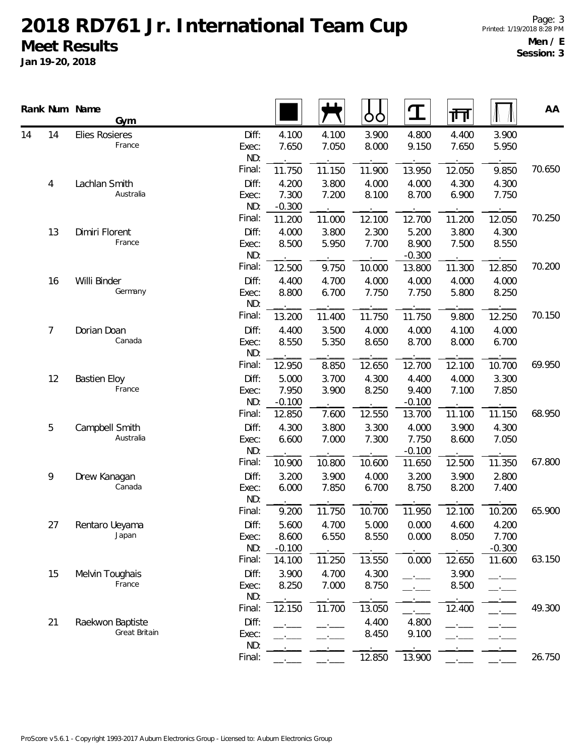# 2018 RD761 Jr. International Team Cup

## Meet Results

**Jan 19-20, 2018**

**Men / E**
**Session: 3**

| Rank | Num | Name / Gym | | Floor | Pommel Horse | Rings | Vault | Parallel Bars | High Bar | AA |
|---|---|---|---|---|---|---|---|---|---|---|
| 14 | 14 | Elies Rosieres | Diff: | 4.100 | 4.100 | 3.900 | 4.800 | 4.400 | 3.900 | |
| | | France | Exec: | 7.650 | 7.050 | 8.000 | 9.150 | 7.650 | 5.950 | |
| | | | ND: | . | . | . | . | . | . | |
| | | | Final: | 11.750 | 11.150 | 11.900 | 13.950 | 12.050 | 9.850 | 70.650 |
| | 4 | Lachlan Smith | Diff: | 4.200 | 3.800 | 4.000 | 4.000 | 4.300 | 4.300 | |
| | | Australia | Exec: | 7.300 | 7.200 | 8.100 | 8.700 | 6.900 | 7.750 | |
| | | | ND: | -0.300 | . | . | . | . | . | |
| | | | Final: | 11.200 | 11.000 | 12.100 | 12.700 | 11.200 | 12.050 | 70.250 |
| | 13 | Dimiri Florent | Diff: | 4.000 | 3.800 | 2.300 | 5.200 | 3.800 | 4.300 | |
| | | France | Exec: | 8.500 | 5.950 | 7.700 | 8.900 | 7.500 | 8.550 | |
| | | | ND: | . | . | . | -0.300 | . | . | |
| | | | Final: | 12.500 | 9.750 | 10.000 | 13.800 | 11.300 | 12.850 | 70.200 |
| | 16 | Willi Binder | Diff: | 4.400 | 4.700 | 4.000 | 4.000 | 4.000 | 4.000 | |
| | | Germany | Exec: | 8.800 | 6.700 | 7.750 | 7.750 | 5.800 | 8.250 | |
| | | | ND: | . | . | . | . | . | . | |
| | | | Final: | 13.200 | 11.400 | 11.750 | 11.750 | 9.800 | 12.250 | 70.150 |
| | 7 | Dorian Doan | Diff: | 4.400 | 3.500 | 4.000 | 4.000 | 4.100 | 4.000 | |
| | | Canada | Exec: | 8.550 | 5.350 | 8.650 | 8.700 | 8.000 | 6.700 | |
| | | | ND: | . | . | . | . | . | . | |
| | | | Final: | 12.950 | 8.850 | 12.650 | 12.700 | 12.100 | 10.700 | 69.950 |
| | 12 | Bastien Eloy | Diff: | 5.000 | 3.700 | 4.300 | 4.400 | 4.000 | 3.300 | |
| | | France | Exec: | 7.950 | 3.900 | 8.250 | 9.400 | 7.100 | 7.850 | |
| | | | ND: | -0.100 | . | . | -0.100 | . | . | |
| | | | Final: | 12.850 | 7.600 | 12.550 | 13.700 | 11.100 | 11.150 | 68.950 |
| | 5 | Campbell Smith | Diff: | 4.300 | 3.800 | 3.300 | 4.000 | 3.900 | 4.300 | |
| | | Australia | Exec: | 6.600 | 7.000 | 7.300 | 7.750 | 8.600 | 7.050 | |
| | | | ND: | . | . | . | -0.100 | . | . | |
| | | | Final: | 10.900 | 10.800 | 10.600 | 11.650 | 12.500 | 11.350 | 67.800 |
| | 9 | Drew Kanagan | Diff: | 3.200 | 3.900 | 4.000 | 3.200 | 3.900 | 2.800 | |
| | | Canada | Exec: | 6.000 | 7.850 | 6.700 | 8.750 | 8.200 | 7.400 | |
| | | | ND: | . | . | . | . | . | . | |
| | | | Final: | 9.200 | 11.750 | 10.700 | 11.950 | 12.100 | 10.200 | 65.900 |
| | 27 | Rentaro Ueyama | Diff: | 5.600 | 4.700 | 5.000 | 0.000 | 4.600 | 4.200 | |
| | | Japan | Exec: | 8.600 | 6.550 | 8.550 | 0.000 | 8.050 | 7.700 | |
| | | | ND: | -0.100 | . | . | . | . | -0.300 | |
| | | | Final: | 14.100 | 11.250 | 13.550 | 0.000 | 12.650 | 11.600 | 63.150 |
| | 15 | Melvin Toughais | Diff: | 3.900 | 4.700 | 4.300 | . | 3.900 | . | |
| | | France | Exec: | 8.250 | 7.000 | 8.750 | . | 8.500 | . | |
| | | | ND: | . | . | . | . | . | . | |
| | | | Final: | 12.150 | 11.700 | 13.050 | . | 12.400 | . | 49.300 |
| | 21 | Raekwon Baptiste | Diff: | . | . | 4.400 | 4.800 | . | . | |
| | | Great Britain | Exec: | . | . | 8.450 | 9.100 | . | . | |
| | | | ND: | . | . | . | . | . | . | |
| | | | Final: | . | . | 12.850 | 13.900 | . | . | 26.750 |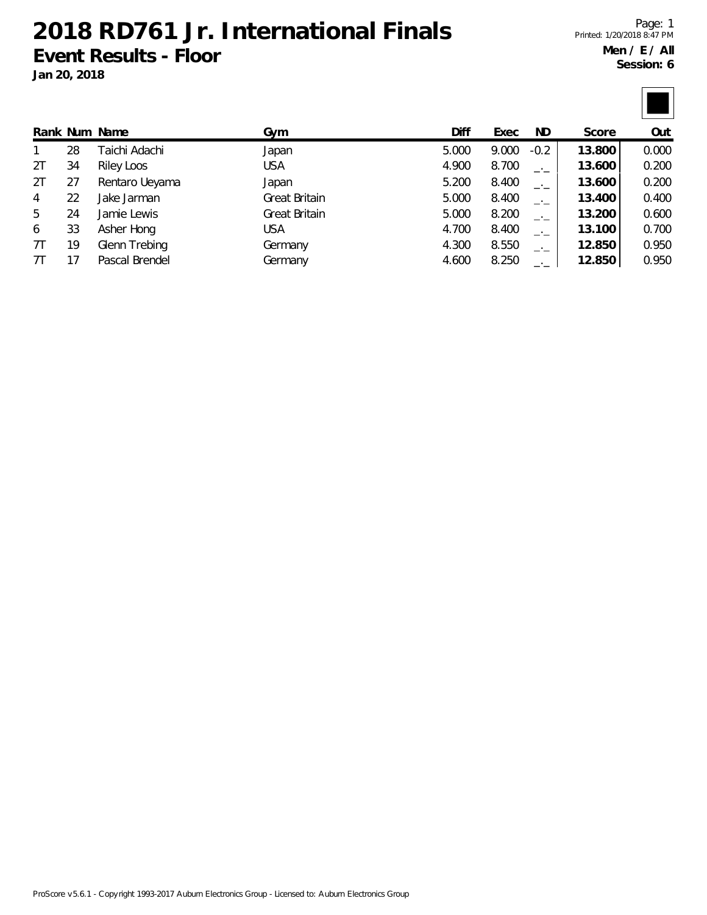# 2018 RD761 Jr. International Finals

## Event Results - Floor

**Jan 20, 2018**

Page: 1
Printed: 1/20/2018 8:47 PM

**Men / E / All**
**Session: 6**

| Rank | Num | Name | Gym | Diff | Exec | ND | Score | Out |
|---|---|---|---|---|---|---|---|---|
| 1 | 28 | Taichi Adachi | Japan | 5.000 | 9.000 | -0.2 | **13.800** | 0.000 |
| 2T | 34 | Riley Loos | USA | 4.900 | 8.700 | _._ | **13.600** | 0.200 |
| 2T | 27 | Rentaro Ueyama | Japan | 5.200 | 8.400 | _._ | **13.600** | 0.200 |
| 4 | 22 | Jake Jarman | Great Britain | 5.000 | 8.400 | _._ | **13.400** | 0.400 |
| 5 | 24 | Jamie Lewis | Great Britain | 5.000 | 8.200 | _._ | **13.200** | 0.600 |
| 6 | 33 | Asher Hong | USA | 4.700 | 8.400 | _._ | **13.100** | 0.700 |
| 7T | 19 | Glenn Trebing | Germany | 4.300 | 8.550 | _._ | **12.850** | 0.950 |
| 7T | 17 | Pascal Brendel | Germany | 4.600 | 8.250 | _._ | **12.850** | 0.950 |

ProScore v5.6.1 - Copyright 1993-2017 Auburn Electronics Group - Licensed to: Auburn Electronics Group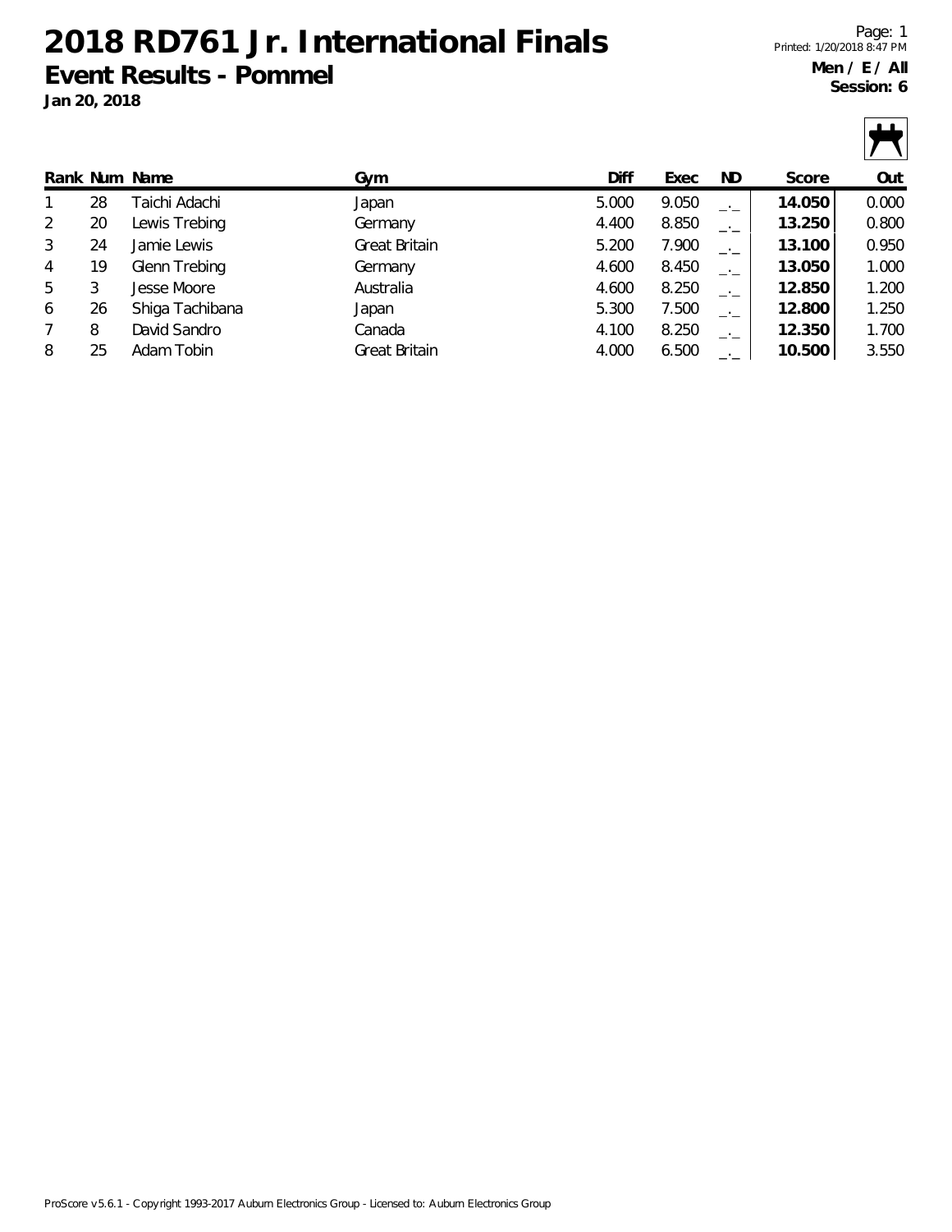# 2018 RD761 Jr. International Finals

## Event Results - Pommel

**Jan 20, 2018**

Page: 1
Printed: 1/20/2018 8:47 PM

**Men / E / All**
**Session: 6**

| Rank | Num | Name | Gym | Diff | Exec | ND | Score | Out |
|---|---|---|---|---|---|---|---|---|
| 1 | 28 | Taichi Adachi | Japan | 5.000 | 9.050 | _._ | **14.050** | 0.000 |
| 2 | 20 | Lewis Trebing | Germany | 4.400 | 8.850 | _._ | **13.250** | 0.800 |
| 3 | 24 | Jamie Lewis | Great Britain | 5.200 | 7.900 | _._ | **13.100** | 0.950 |
| 4 | 19 | Glenn Trebing | Germany | 4.600 | 8.450 | _._ | **13.050** | 1.000 |
| 5 | 3 | Jesse Moore | Australia | 4.600 | 8.250 | _._ | **12.850** | 1.200 |
| 6 | 26 | Shiga Tachibana | Japan | 5.300 | 7.500 | _._ | **12.800** | 1.250 |
| 7 | 8 | David Sandro | Canada | 4.100 | 8.250 | _._ | **12.350** | 1.700 |
| 8 | 25 | Adam Tobin | Great Britain | 4.000 | 6.500 | _._ | **10.500** | 3.550 |

ProScore v5.6.1 - Copyright 1993-2017 Auburn Electronics Group - Licensed to: Auburn Electronics Group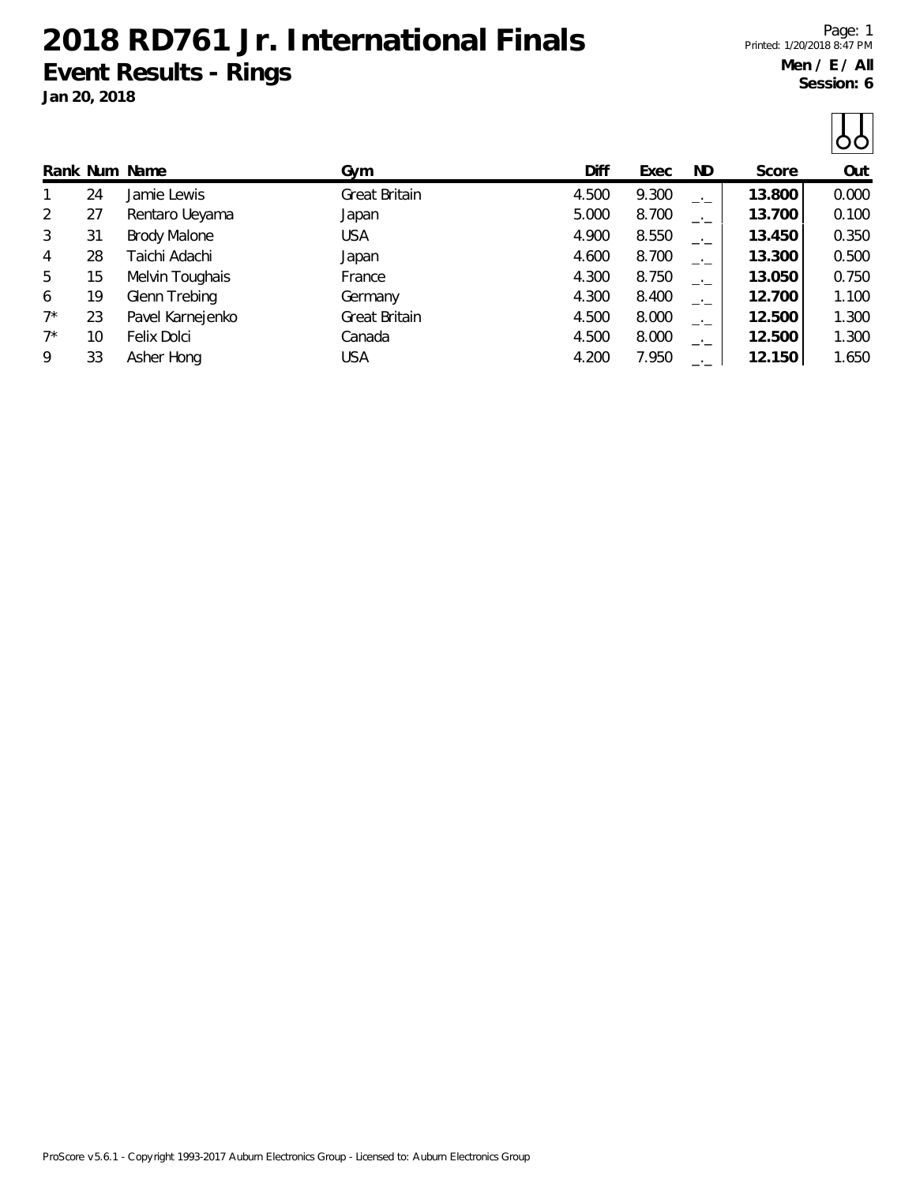# 2018 RD761 Jr. International Finals

## Event Results - Rings

**Jan 20, 2018**

**Men / E / All**
**Session: 6**

| Rank | Num | Name | Gym | Diff | Exec | ND | Score | Out |
|---|---|---|---|---|---|---|---|---|
| 1 | 24 | Jamie Lewis | Great Britain | 4.500 | 9.300 | _._ | **13.800** | 0.000 |
| 2 | 27 | Rentaro Ueyama | Japan | 5.000 | 8.700 | _._ | **13.700** | 0.100 |
| 3 | 31 | Brody Malone | USA | 4.900 | 8.550 | _._ | **13.450** | 0.350 |
| 4 | 28 | Taichi Adachi | Japan | 4.600 | 8.700 | _._ | **13.300** | 0.500 |
| 5 | 15 | Melvin Toughais | France | 4.300 | 8.750 | _._ | **13.050** | 0.750 |
| 6 | 19 | Glenn Trebing | Germany | 4.300 | 8.400 | _._ | **12.700** | 1.100 |
| 7* | 23 | Pavel Karnejenko | Great Britain | 4.500 | 8.000 | _._ | **12.500** | 1.300 |
| 7* | 10 | Felix Dolci | Canada | 4.500 | 8.000 | _._ | **12.500** | 1.300 |
| 9 | 33 | Asher Hong | USA | 4.200 | 7.950 | _._ | **12.150** | 1.650 |

ProScore v5.6.1 - Copyright 1993-2017 Auburn Electronics Group - Licensed to: Auburn Electronics Group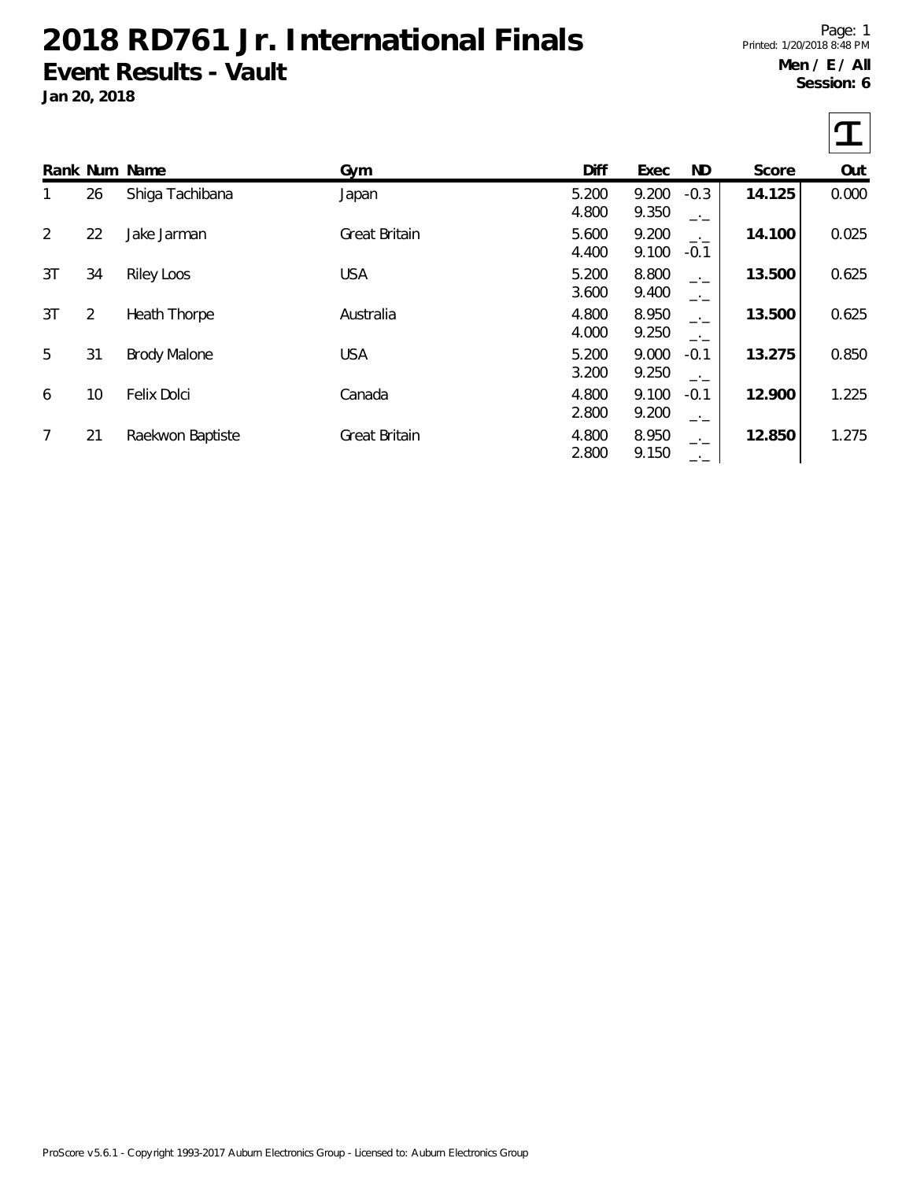# 2018 RD761 Jr. International Finals

## Event Results - Vault

**Jan 20, 2018**

**Men / E / All**
**Session: 6**

| Rank | Num | Name | Gym | Diff | Exec | ND | Score | Out |
|---|---|---|---|---|---|---|---|---|
| 1 | 26 | Shiga Tachibana | Japan | 5.200 | 9.200 | -0.3 | **14.125** | 0.000 |
| | | | | 4.800 | 9.350 | _._ | | |
| 2 | 22 | Jake Jarman | Great Britain | 5.600 | 9.200 | _._ | **14.100** | 0.025 |
| | | | | 4.400 | 9.100 | -0.1 | | |
| 3T | 34 | Riley Loos | USA | 5.200 | 8.800 | _._ | **13.500** | 0.625 |
| | | | | 3.600 | 9.400 | _._ | | |
| 3T | 2 | Heath Thorpe | Australia | 4.800 | 8.950 | _._ | **13.500** | 0.625 |
| | | | | 4.000 | 9.250 | _._ | | |
| 5 | 31 | Brody Malone | USA | 5.200 | 9.000 | -0.1 | **13.275** | 0.850 |
| | | | | 3.200 | 9.250 | _._ | | |
| 6 | 10 | Felix Dolci | Canada | 4.800 | 9.100 | -0.1 | **12.900** | 1.225 |
| | | | | 2.800 | 9.200 | _._ | | |
| 7 | 21 | Raekwon Baptiste | Great Britain | 4.800 | 8.950 | _._ | **12.850** | 1.275 |
| | | | | 2.800 | 9.150 | _._ | | |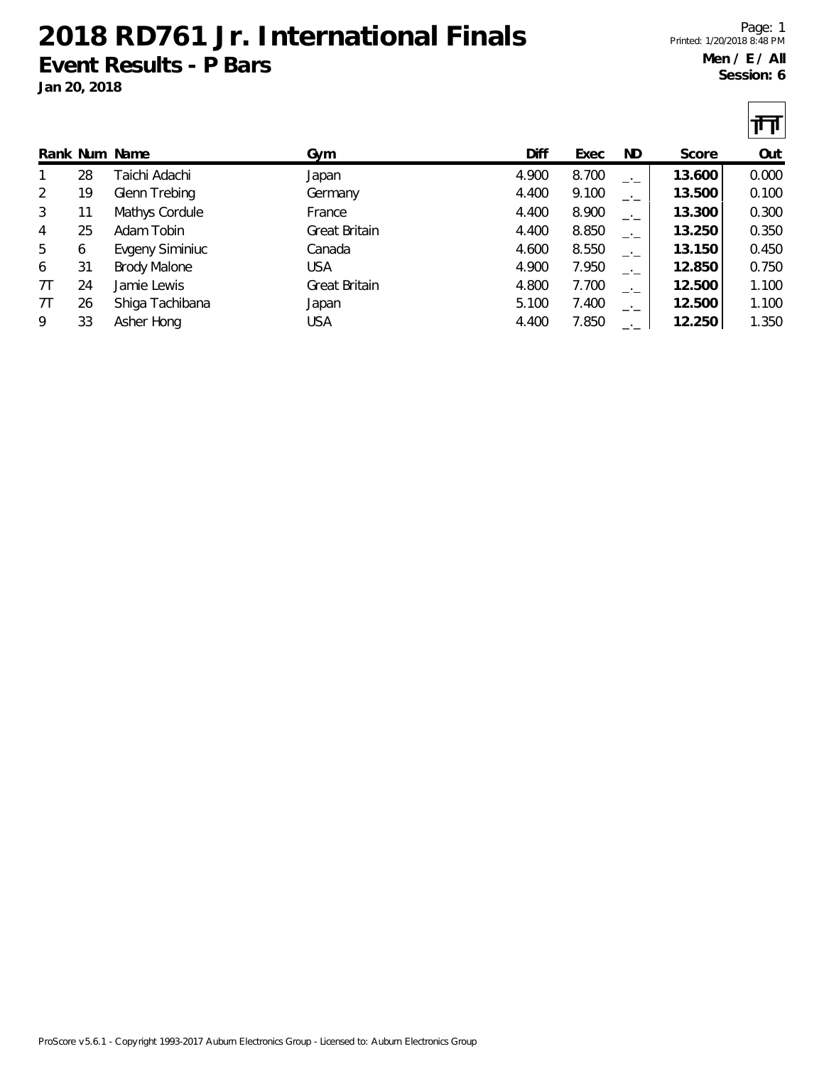# 2018 RD761 Jr. International Finals

## Event Results - P Bars

**Jan 20, 2018**

**Men / E / All**
**Session: 6**

| Rank | Num | Name | Gym | Diff | Exec | ND | Score | Out |
|---|---|---|---|---|---|---|---|---|
| 1 | 28 | Taichi Adachi | Japan | 4.900 | 8.700 | _._ | **13.600** | 0.000 |
| 2 | 19 | Glenn Trebing | Germany | 4.400 | 9.100 | _._ | **13.500** | 0.100 |
| 3 | 11 | Mathys Cordule | France | 4.400 | 8.900 | _._ | **13.300** | 0.300 |
| 4 | 25 | Adam Tobin | Great Britain | 4.400 | 8.850 | _._ | **13.250** | 0.350 |
| 5 | 6 | Evgeny Siminiuc | Canada | 4.600 | 8.550 | _._ | **13.150** | 0.450 |
| 6 | 31 | Brody Malone | USA | 4.900 | 7.950 | _._ | **12.850** | 0.750 |
| 7T | 24 | Jamie Lewis | Great Britain | 4.800 | 7.700 | _._ | **12.500** | 1.100 |
| 7T | 26 | Shiga Tachibana | Japan | 5.100 | 7.400 | _._ | **12.500** | 1.100 |
| 9 | 33 | Asher Hong | USA | 4.400 | 7.850 | _._ | **12.250** | 1.350 |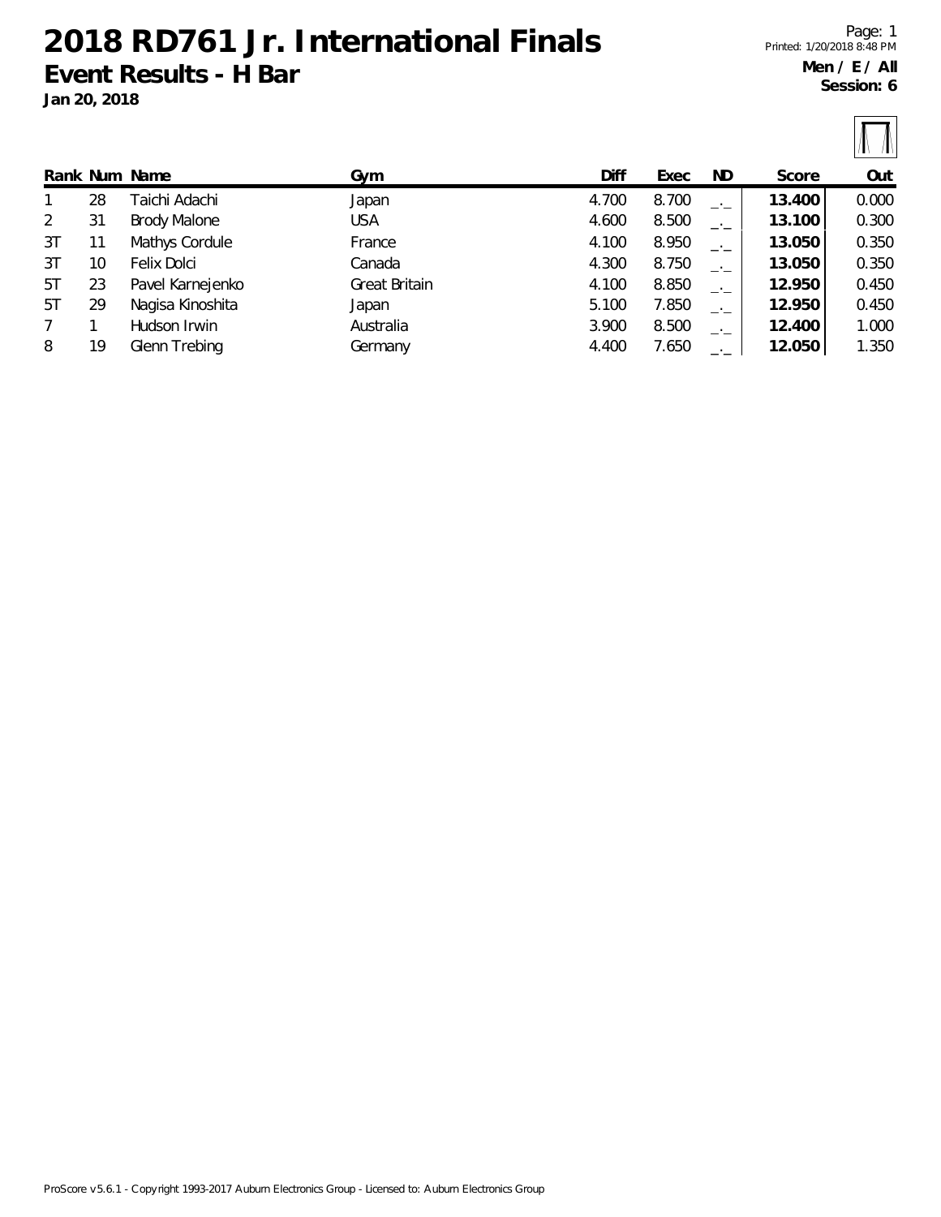# 2018 RD761 Jr. International Finals

## Event Results - H Bar

**Jan 20, 2018**

Page: 1
Printed: 1/20/2018 8:48 PM

**Men / E / All**
**Session: 6**

| Rank | Num | Name | Gym | Diff | Exec | ND | Score | Out |
|---|---|---|---|---|---|---|---|---|
| 1 | 28 | Taichi Adachi | Japan | 4.700 | 8.700 | _._ | **13.400** | 0.000 |
| 2 | 31 | Brody Malone | USA | 4.600 | 8.500 | _._ | **13.100** | 0.300 |
| 3T | 11 | Mathys Cordule | France | 4.100 | 8.950 | _._ | **13.050** | 0.350 |
| 3T | 10 | Felix Dolci | Canada | 4.300 | 8.750 | _._ | **13.050** | 0.350 |
| 5T | 23 | Pavel Karnejenko | Great Britain | 4.100 | 8.850 | _._ | **12.950** | 0.450 |
| 5T | 29 | Nagisa Kinoshita | Japan | 5.100 | 7.850 | _._ | **12.950** | 0.450 |
| 7 | 1 | Hudson Irwin | Australia | 3.900 | 8.500 | _._ | **12.400** | 1.000 |
| 8 | 19 | Glenn Trebing | Germany | 4.400 | 7.650 | _._ | **12.050** | 1.350 |

ProScore v5.6.1 - Copyright 1993-2017 Auburn Electronics Group - Licensed to: Auburn Electronics Group